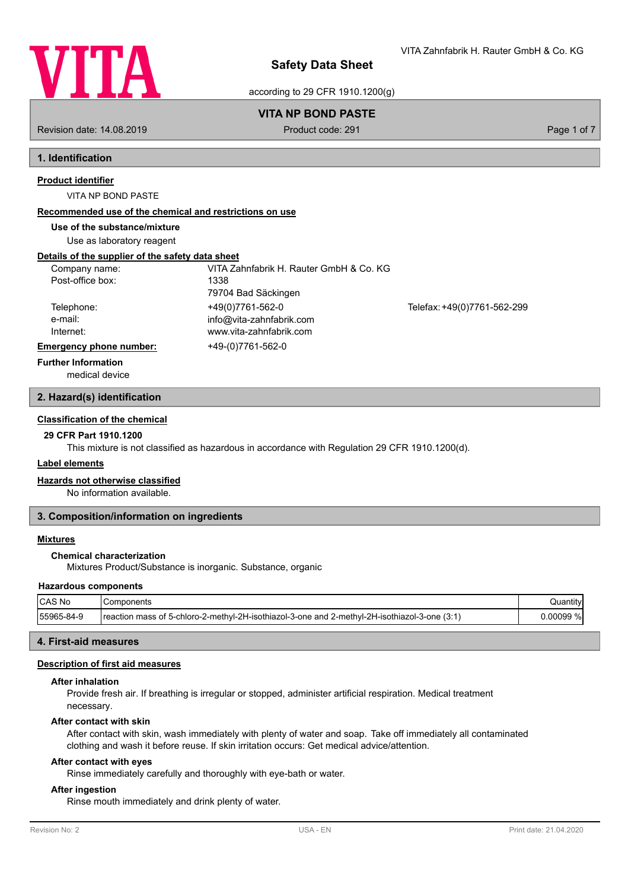# Safety Data Sheet

according to 29 CFR 1910.1200(g)

VITA Zahnfabrik H. Rauter GmbH & Co. KG

## VITA NP BOND PASTE

Revision date: 14.08.2019 | Product code: 291

## 1. Identification

**Product identifier**

VITA NP BOND PASTE

**Recommended use of the chemical and restrictions on use**

**Use of the substance/mixture**

Use as laboratory reagent

**Details of the supplier of the safety data sheet**

| | |
|---|---|
| Company name: | VITA Zahnfabrik H. Rauter GmbH & Co. KG |
| Post-office box: | 1338 |
| | 79704 Bad Säckingen |
| Telephone: | +49(0)7761-562-0 Telefax: +49(0)7761-562-299 |
| e-mail: | info@vita-zahnfabrik.com |
| Internet: | www.vita-zahnfabrik.com |

**Emergency phone number:** +49-(0)7761-562-0

**Further Information**

medical device

## 2. Hazard(s) identification

**Classification of the chemical**

**29 CFR Part 1910.1200**

This mixture is not classified as hazardous in accordance with Regulation 29 CFR 1910.1200(d).

**Label elements**

**Hazards not otherwise classified**

No information available.

## 3. Composition/information on ingredients

**Mixtures**

**Chemical characterization**

Mixtures Product/Substance is inorganic. Substance, organic

**Hazardous components**

| CAS No | Components | Quantity |
|---|---|---|
| 55965-84-9 | reaction mass of 5-chloro-2-methyl-2H-isothiazol-3-one and 2-methyl-2H-isothiazol-3-one (3:1) | 0.00099 % |

## 4. First-aid measures

**Description of first aid measures**

**After inhalation**

Provide fresh air. If breathing is irregular or stopped, administer artificial respiration. Medical treatment necessary.

**After contact with skin**

After contact with skin, wash immediately with plenty of water and soap. Take off immediately all contaminated clothing and wash it before reuse. If skin irritation occurs: Get medical advice/attention.

**After contact with eyes**

Rinse immediately carefully and thoroughly with eye-bath or water.

**After ingestion**

Rinse mouth immediately and drink plenty of water.

Revision No: 2 | USA - EN | Print date: 21.04.2020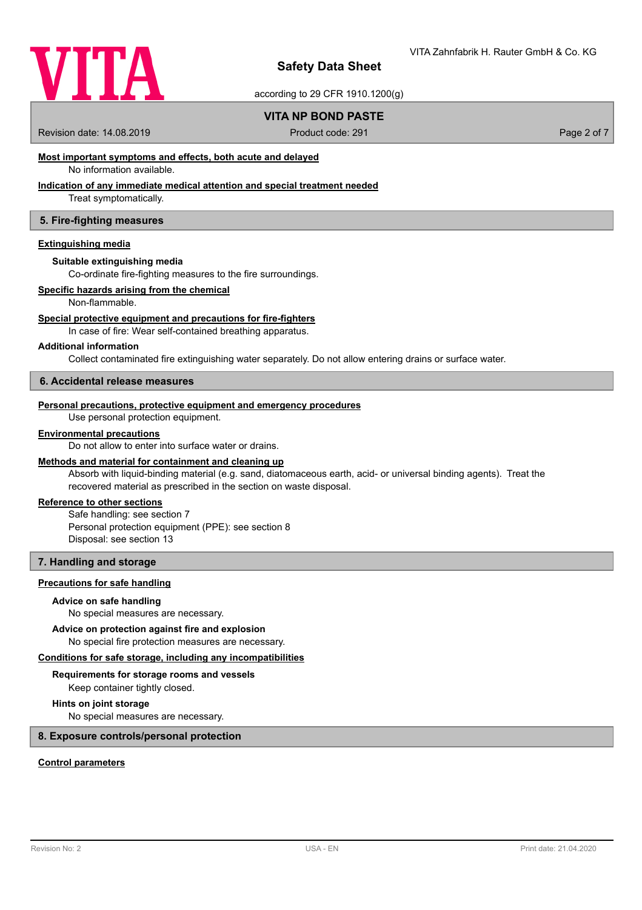#### Most important symptoms and effects, both acute and delayed

No information available.

#### Indication of any immediate medical attention and special treatment needed

Treat symptomatically.

## 5. Fire-fighting measures

#### Extinguishing media

**Suitable extinguishing media**

Co-ordinate fire-fighting measures to the fire surroundings.

#### Specific hazards arising from the chemical

Non-flammable.

#### Special protective equipment and precautions for fire-fighters

In case of fire: Wear self-contained breathing apparatus.

**Additional information**

Collect contaminated fire extinguishing water separately. Do not allow entering drains or surface water.

## 6. Accidental release measures

#### Personal precautions, protective equipment and emergency procedures

Use personal protection equipment.

#### Environmental precautions

Do not allow to enter into surface water or drains.

#### Methods and material for containment and cleaning up

Absorb with liquid-binding material (e.g. sand, diatomaceous earth, acid- or universal binding agents). Treat the recovered material as prescribed in the section on waste disposal.

#### Reference to other sections

Safe handling: see section 7
Personal protection equipment (PPE): see section 8
Disposal: see section 13

## 7. Handling and storage

#### Precautions for safe handling

**Advice on safe handling**

No special measures are necessary.

**Advice on protection against fire and explosion**

No special fire protection measures are necessary.

#### Conditions for safe storage, including any incompatibilities

**Requirements for storage rooms and vessels**

Keep container tightly closed.

**Hints on joint storage**

No special measures are necessary.

## 8. Exposure controls/personal protection

#### Control parameters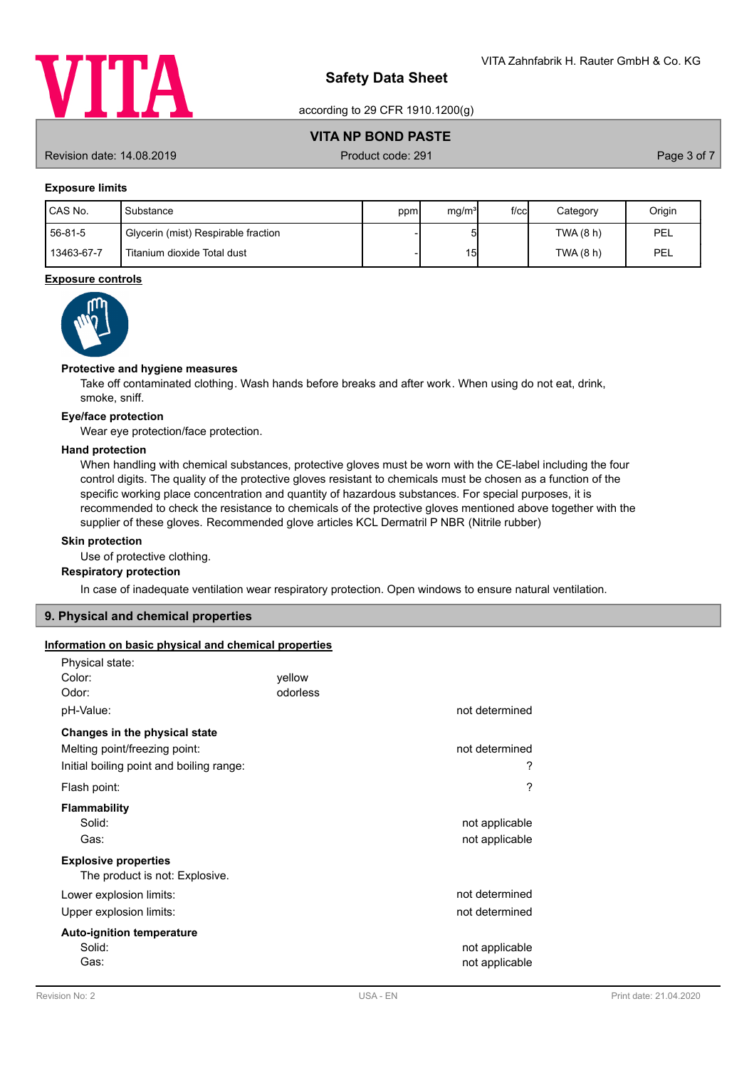### Exposure limits

| CAS No. | Substance | ppm | mg/m³ | f/cc | Category | Origin |
|---|---|---|---|---|---|---|
| 56-81-5 | Glycerin (mist) Respirable fraction | - | 5 | | TWA (8 h) | PEL |
| 13463-67-7 | Titanium dioxide Total dust | - | 15 | | TWA (8 h) | PEL |

### Exposure controls

**Protective and hygiene measures**

Take off contaminated clothing. Wash hands before breaks and after work. When using do not eat, drink, smoke, sniff.

**Eye/face protection**

Wear eye protection/face protection.

**Hand protection**

When handling with chemical substances, protective gloves must be worn with the CE-label including the four control digits. The quality of the protective gloves resistant to chemicals must be chosen as a function of the specific working place concentration and quantity of hazardous substances. For special purposes, it is recommended to check the resistance to chemicals of the protective gloves mentioned above together with the supplier of these gloves. Recommended glove articles KCL Dermatril P NBR (Nitrile rubber)

**Skin protection**

Use of protective clothing.

**Respiratory protection**

In case of inadequate ventilation wear respiratory protection. Open windows to ensure natural ventilation.

## 9. Physical and chemical properties

### Information on basic physical and chemical properties

Physical state:
Color: yellow
Odor: odorless

pH-Value: not determined

**Changes in the physical state**

Melting point/freezing point: not determined

Initial boiling point and boiling range: ?

Flash point: ?

**Flammability**

Solid: not applicable
Gas: not applicable

**Explosive properties**

The product is not: Explosive.

Lower explosion limits: not determined

Upper explosion limits: not determined

**Auto-ignition temperature**

Solid: not applicable
Gas: not applicable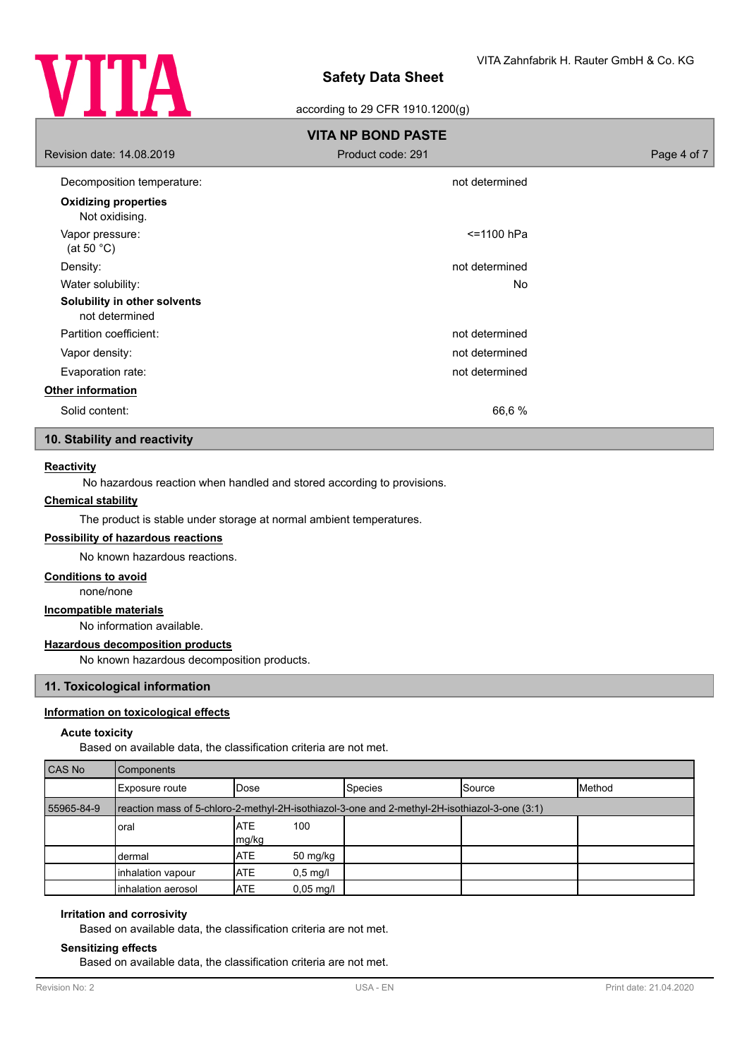Decomposition temperature: not determined

**Oxidizing properties**

Not oxidising.

Vapor pressure: <=1100 hPa
(at 50 °C)

Density: not determined

Water solubility: No

**Solubility in other solvents**

not determined

Partition coefficient: not determined

Vapor density: not determined

Evaporation rate: not determined

**Other information**

Solid content: 66,6 %

## 10. Stability and reactivity

**Reactivity**

No hazardous reaction when handled and stored according to provisions.

**Chemical stability**

The product is stable under storage at normal ambient temperatures.

**Possibility of hazardous reactions**

No known hazardous reactions.

**Conditions to avoid**

none/none

**Incompatible materials**

No information available.

**Hazardous decomposition products**

No known hazardous decomposition products.

## 11. Toxicological information

**Information on toxicological effects**

**Acute toxicity**

Based on available data, the classification criteria are not met.

| CAS No | Components | | | | |
|---|---|---|---|---|---|
| | Exposure route | Dose | Species | Source | Method |
| 55965-84-9 | reaction mass of 5-chloro-2-methyl-2H-isothiazol-3-one and 2-methyl-2H-isothiazol-3-one (3:1) | | | | |
| | oral | ATE 100 mg/kg | | | |
| | dermal | ATE 50 mg/kg | | | |
| | inhalation vapour | ATE 0,5 mg/l | | | |
| | inhalation aerosol | ATE 0,05 mg/l | | | |

**Irritation and corrosivity**

Based on available data, the classification criteria are not met.

**Sensitizing effects**

Based on available data, the classification criteria are not met.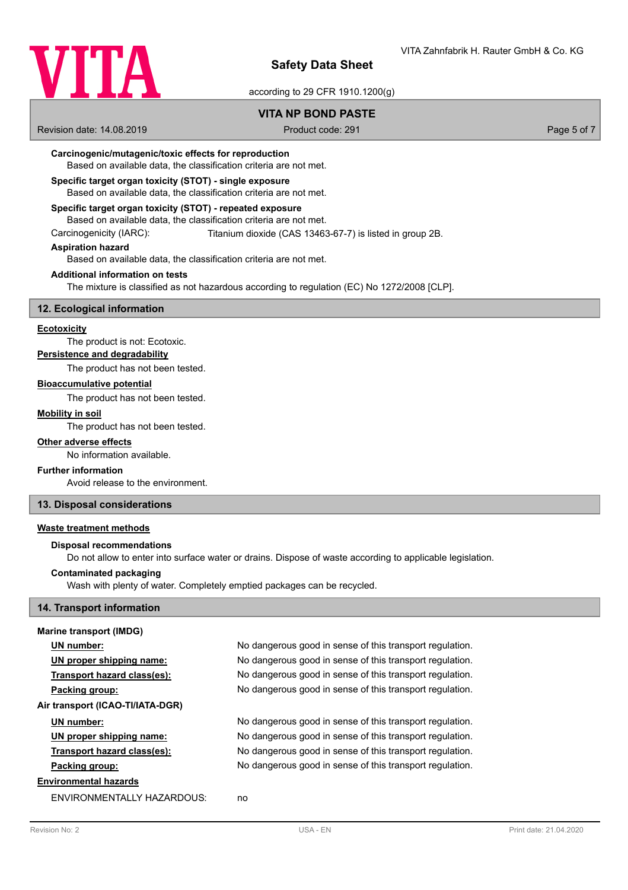**Carcinogenic/mutagenic/toxic effects for reproduction**

Based on available data, the classification criteria are not met.

**Specific target organ toxicity (STOT) - single exposure**

Based on available data, the classification criteria are not met.

**Specific target organ toxicity (STOT) - repeated exposure**

Based on available data, the classification criteria are not met.

Carcinogenicity (IARC): Titanium dioxide (CAS 13463-67-7) is listed in group 2B.

**Aspiration hazard**

Based on available data, the classification criteria are not met.

**Additional information on tests**

The mixture is classified as not hazardous according to regulation (EC) No 1272/2008 [CLP].

## 12. Ecological information

**Ecotoxicity**

The product is not: Ecotoxic.

**Persistence and degradability**

The product has not been tested.

**Bioaccumulative potential**

The product has not been tested.

**Mobility in soil**

The product has not been tested.

**Other adverse effects**

No information available.

**Further information**

Avoid release to the environment.

## 13. Disposal considerations

**Waste treatment methods**

**Disposal recommendations**

Do not allow to enter into surface water or drains. Dispose of waste according to applicable legislation.

**Contaminated packaging**

Wash with plenty of water. Completely emptied packages can be recycled.

## 14. Transport information

**Marine transport (IMDG)**

| | |
|---|---|
| **UN number:** | No dangerous good in sense of this transport regulation. |
| **UN proper shipping name:** | No dangerous good in sense of this transport regulation. |
| **Transport hazard class(es):** | No dangerous good in sense of this transport regulation. |
| **Packing group:** | No dangerous good in sense of this transport regulation. |

**Air transport (ICAO-TI/IATA-DGR)**

| | |
|---|---|
| **UN number:** | No dangerous good in sense of this transport regulation. |
| **UN proper shipping name:** | No dangerous good in sense of this transport regulation. |
| **Transport hazard class(es):** | No dangerous good in sense of this transport regulation. |
| **Packing group:** | No dangerous good in sense of this transport regulation. |

**Environmental hazards**

ENVIRONMENTALLY HAZARDOUS: no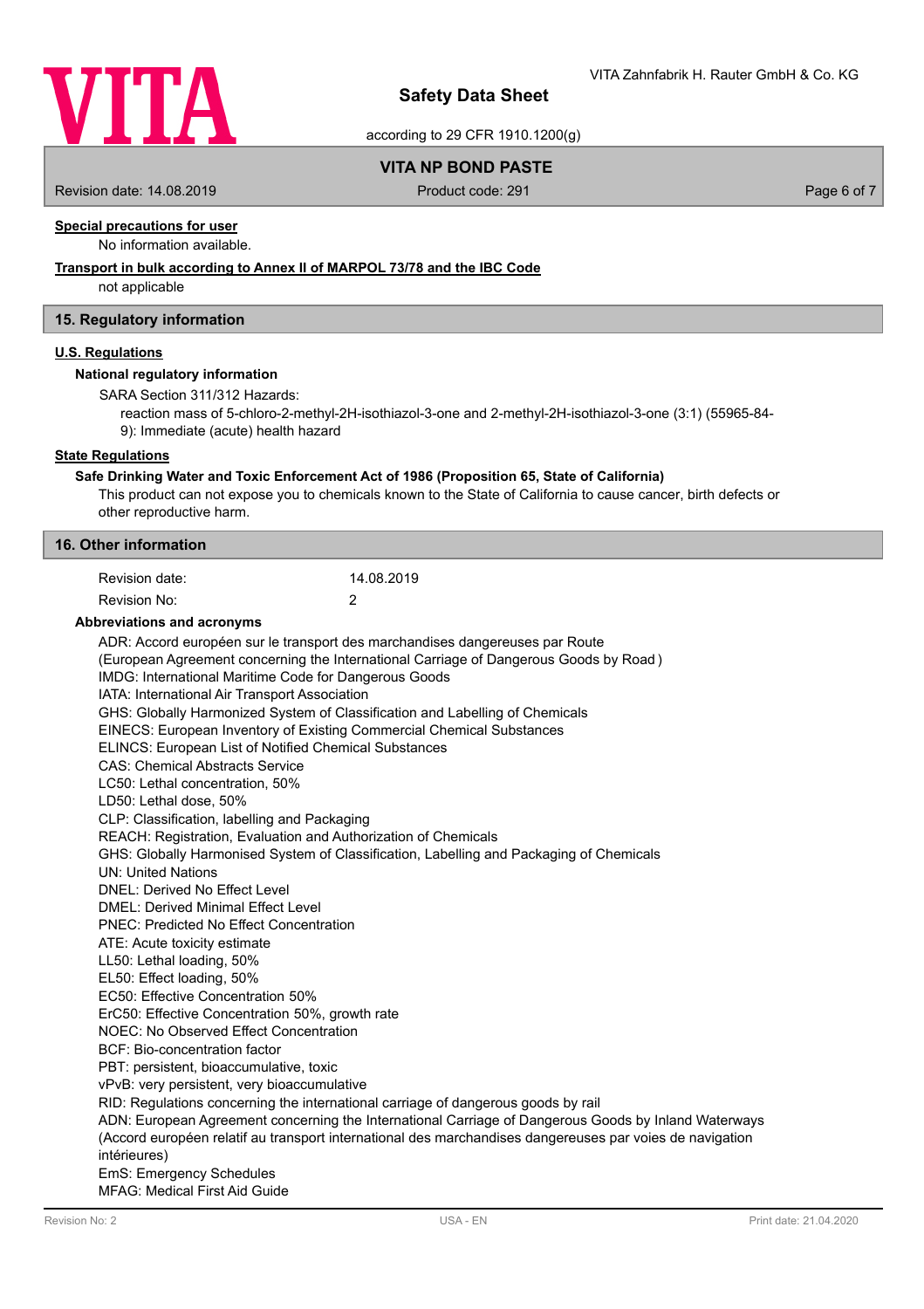**Special precautions for user**

No information available.

**Transport in bulk according to Annex II of MARPOL 73/78 and the IBC Code**

not applicable

## 15. Regulatory information

**U.S. Regulations**

**National regulatory information**

SARA Section 311/312 Hazards:

reaction mass of 5-chloro-2-methyl-2H-isothiazol-3-one and 2-methyl-2H-isothiazol-3-one (3:1) (55965-84-9): Immediate (acute) health hazard

**State Regulations**

**Safe Drinking Water and Toxic Enforcement Act of 1986 (Proposition 65, State of California)**

This product can not expose you to chemicals known to the State of California to cause cancer, birth defects or other reproductive harm.

## 16. Other information

| | |
|---|---|
| Revision date: | 14.08.2019 |
| Revision No: | 2 |

**Abbreviations and acronyms**

ADR: Accord européen sur le transport des marchandises dangereuses par Route
(European Agreement concerning the International Carriage of Dangerous Goods by Road )
IMDG: International Maritime Code for Dangerous Goods
IATA: International Air Transport Association
GHS: Globally Harmonized System of Classification and Labelling of Chemicals
EINECS: European Inventory of Existing Commercial Chemical Substances
ELINCS: European List of Notified Chemical Substances
CAS: Chemical Abstracts Service
LC50: Lethal concentration, 50%
LD50: Lethal dose, 50%
CLP: Classification, labelling and Packaging
REACH: Registration, Evaluation and Authorization of Chemicals
GHS: Globally Harmonised System of Classification, Labelling and Packaging of Chemicals
UN: United Nations
DNEL: Derived No Effect Level
DMEL: Derived Minimal Effect Level
PNEC: Predicted No Effect Concentration
ATE: Acute toxicity estimate
LL50: Lethal loading, 50%
EL50: Effect loading, 50%
EC50: Effective Concentration 50%
ErC50: Effective Concentration 50%, growth rate
NOEC: No Observed Effect Concentration
BCF: Bio-concentration factor
PBT: persistent, bioaccumulative, toxic
vPvB: very persistent, very bioaccumulative
RID: Regulations concerning the international carriage of dangerous goods by rail
ADN: European Agreement concerning the International Carriage of Dangerous Goods by Inland Waterways
(Accord européen relatif au transport international des marchandises dangereuses par voies de navigation intérieures)
EmS: Emergency Schedules
MFAG: Medical First Aid Guide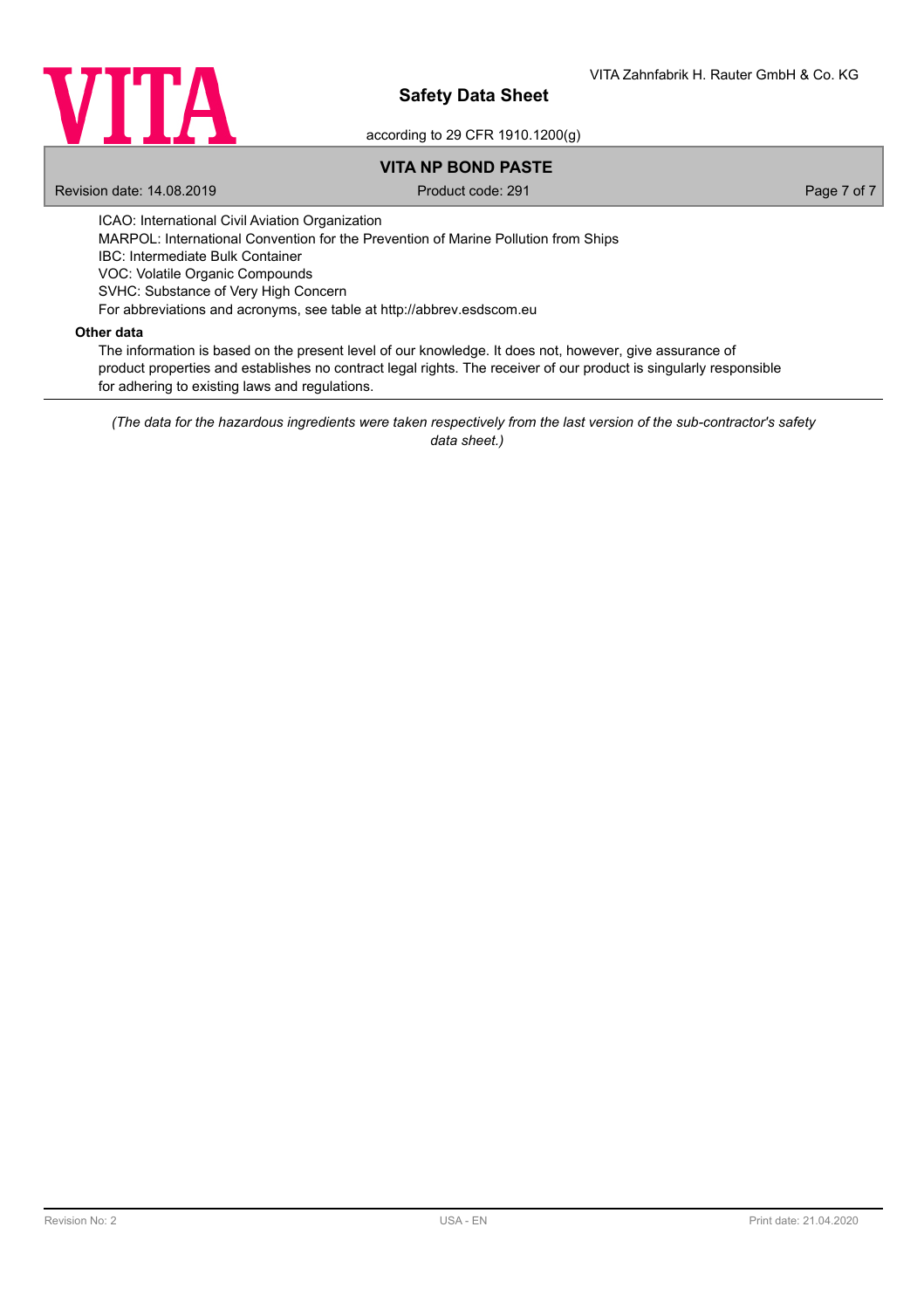ICAO: International Civil Aviation Organization
MARPOL: International Convention for the Prevention of Marine Pollution from Ships
IBC: Intermediate Bulk Container
VOC: Volatile Organic Compounds
SVHC: Substance of Very High Concern
For abbreviations and acronyms, see table at http://abbrev.esdscom.eu

**Other data**

The information is based on the present level of our knowledge. It does not, however, give assurance of product properties and establishes no contract legal rights. The receiver of our product is singularly responsible for adhering to existing laws and regulations.

---

*(The data for the hazardous ingredients were taken respectively from the last version of the sub-contractor's safety data sheet.)*